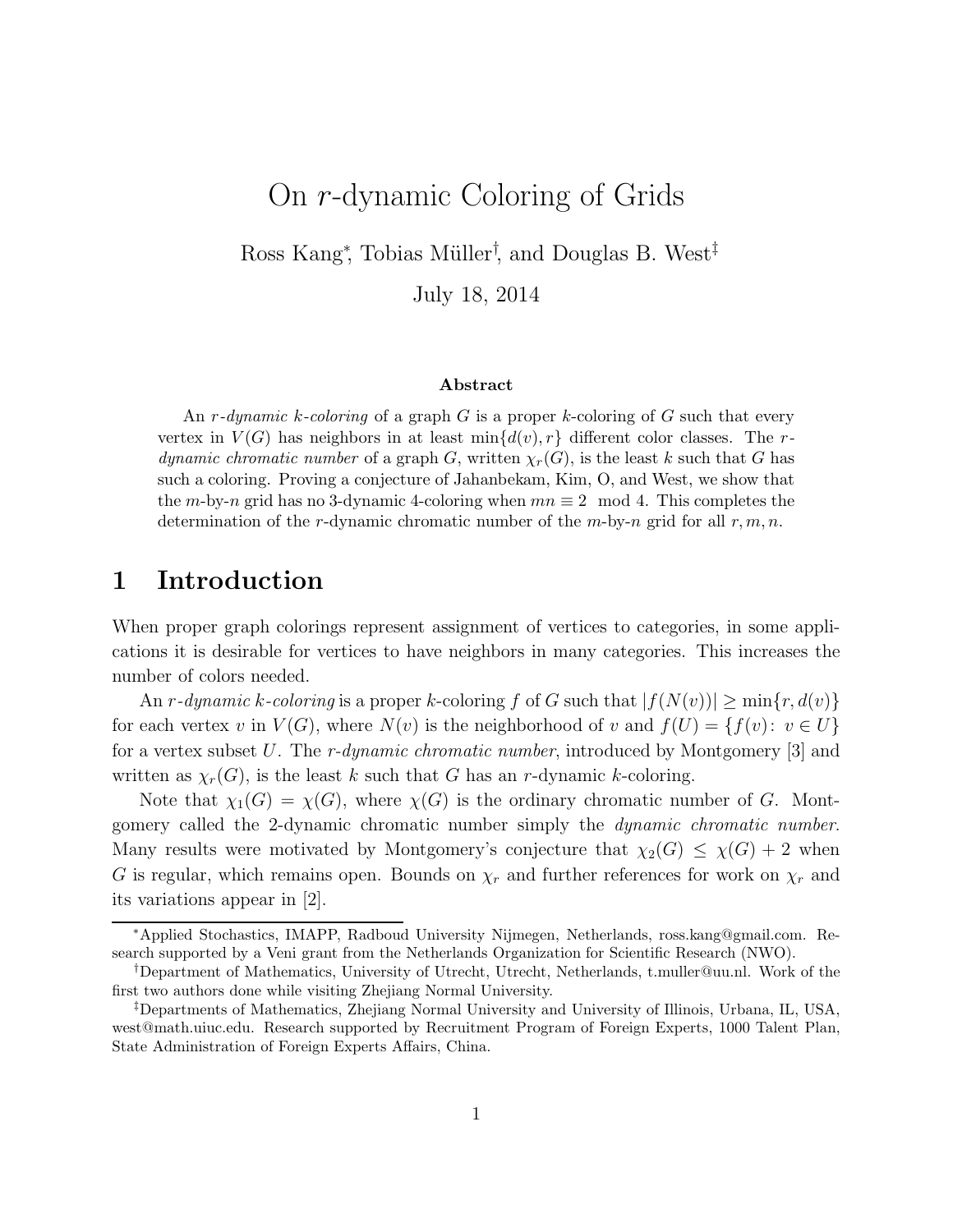# On $r$-dynamic Coloring of Grids

Ross Kang[*], Tobias Müller[†], and Douglas B. West[‡]

July 18, 2014

### Abstract

An *$r$-dynamic $k$-coloring* of a graph $G$ is a proper $k$-coloring of $G$ such that every vertex in $V(G)$ has neighbors in at least $\min\{d(v), r\}$ different color classes. The *$r$-dynamic chromatic number* of a graph $G$, written $\chi_r(G)$, is the least $k$ such that $G$ has such a coloring. Proving a conjecture of Jahanbekam, Kim, O, and West, we show that the $m$-by-$n$ grid has no 3-dynamic 4-coloring when $mn \equiv 2 \mod 4$. This completes the determination of the $r$-dynamic chromatic number of the $m$-by-$n$ grid for all $r, m, n$.

## 1 Introduction

When proper graph colorings represent assignment of vertices to categories, in some applications it is desirable for vertices to have neighbors in many categories. This increases the number of colors needed.

An *$r$-dynamic $k$-coloring* is a proper $k$-coloring $f$ of $G$ such that $|f(N(v))| \geq \min\{r, d(v)\}$ for each vertex $v$ in $V(G)$, where $N(v)$ is the neighborhood of $v$ and $f(U) = \{f(v) \colon v \in U\}$ for a vertex subset $U$. The *$r$-dynamic chromatic number*, introduced by Montgomery [3] and written as $\chi_r(G)$, is the least $k$ such that $G$ has an $r$-dynamic $k$-coloring.

Note that $\chi_1(G) = \chi(G)$, where $\chi(G)$ is the ordinary chromatic number of $G$. Montgomery called the 2-dynamic chromatic number simply the *dynamic chromatic number*. Many results were motivated by Montgomery's conjecture that $\chi_2(G) \leq \chi(G) + 2$ when $G$ is regular, which remains open. Bounds on $\chi_r$ and further references for work on $\chi_r$ and its variations appear in [2].

---

[*] Applied Stochastics, IMAPP, Radboud University Nijmegen, Netherlands, ross.kang@gmail.com. Research supported by a Veni grant from the Netherlands Organization for Scientific Research (NWO).

[†] Department of Mathematics, University of Utrecht, Utrecht, Netherlands, t.muller@uu.nl. Work of the first two authors done while visiting Zhejiang Normal University.

[‡] Departments of Mathematics, Zhejiang Normal University and University of Illinois, Urbana, IL, USA, west@math.uiuc.edu. Research supported by Recruitment Program of Foreign Experts, 1000 Talent Plan, State Administration of Foreign Experts Affairs, China.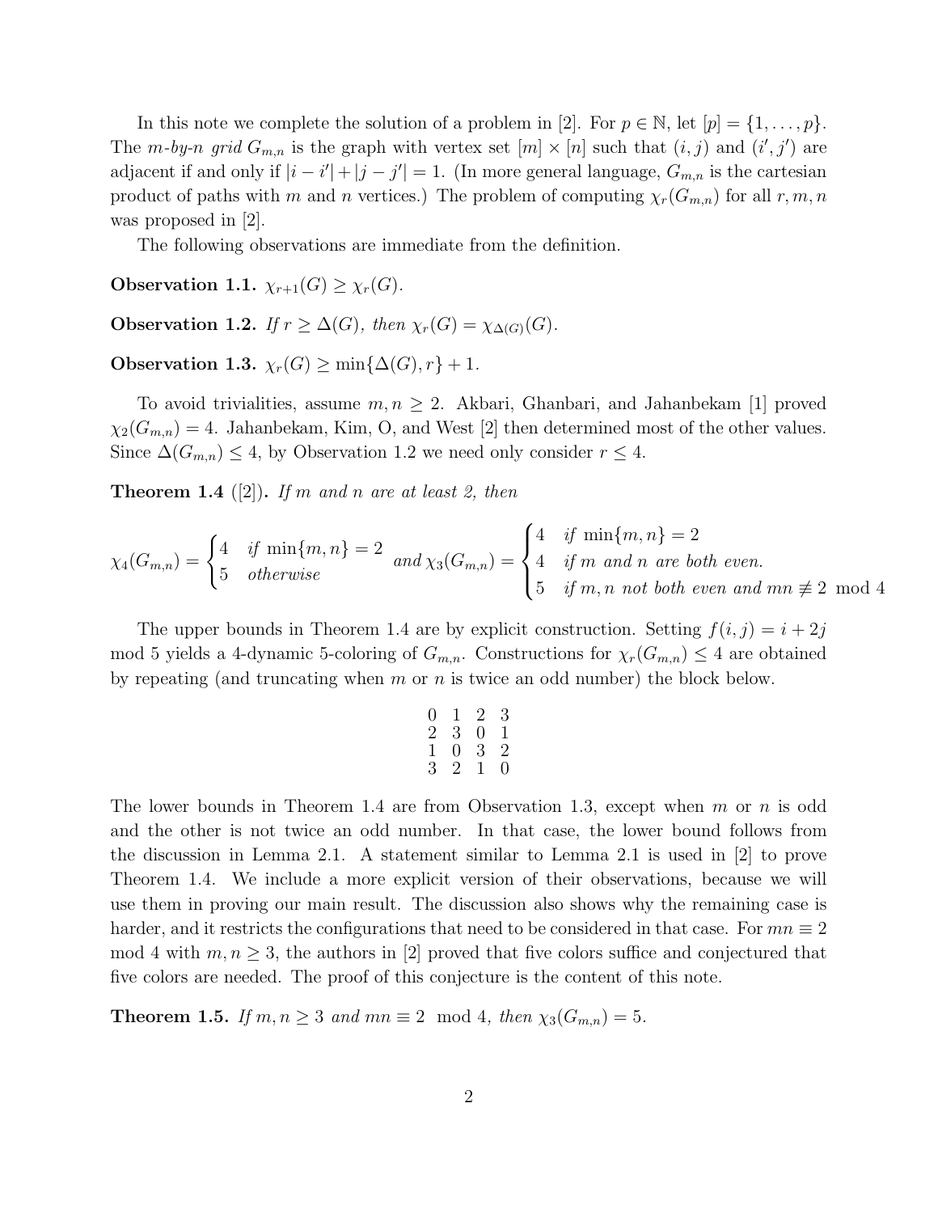In this note we complete the solution of a problem in [2]. For $p \in \mathbb{N}$, let $[p] = \{1, \ldots, p\}$. The *$m$-by-$n$ grid* $G_{m,n}$ is the graph with vertex set $[m] \times [n]$ such that $(i, j)$ and $(i', j')$ are adjacent if and only if $|i - i'| + |j - j'| = 1$. (In more general language, $G_{m,n}$ is the cartesian product of paths with $m$ and $n$ vertices.) The problem of computing $\chi_r(G_{m,n})$ for all $r, m, n$ was proposed in [2].

The following observations are immediate from the definition.

**Observation 1.1.** $\chi_{r+1}(G) \geq \chi_r(G)$.

**Observation 1.2.** *If* $r \geq \Delta(G)$*, then* $\chi_r(G) = \chi_{\Delta(G)}(G)$.

**Observation 1.3.** $\chi_r(G) \geq \min\{\Delta(G), r\} + 1$.

To avoid trivialities, assume $m, n \geq 2$. Akbari, Ghanbari, and Jahanbekam [1] proved $\chi_2(G_{m,n}) = 4$. Jahanbekam, Kim, O, and West [2] then determined most of the other values. Since $\Delta(G_{m,n}) \leq 4$, by Observation 1.2 we need only consider $r \leq 4$.

**Theorem 1.4** ([2])**.** *If $m$ and $n$ are at least 2, then*

$$\chi_4(G_{m,n}) = \begin{cases} 4 & \text{if } \min\{m,n\} = 2 \\ 5 & \text{otherwise} \end{cases} \quad \text{and } \chi_3(G_{m,n}) = \begin{cases} 4 & \text{if } \min\{m,n\} = 2 \\ 4 & \text{if } m \text{ and } n \text{ are both even.} \\ 5 & \text{if } m,n \text{ not both even and } mn \not\equiv 2 \mod 4 \end{cases}$$

The upper bounds in Theorem 1.4 are by explicit construction. Setting $f(i, j) = i + 2j \mod 5$ yields a 4-dynamic 5-coloring of $G_{m,n}$. Constructions for $\chi_r(G_{m,n}) \leq 4$ are obtained by repeating (and truncating when $m$ or $n$ is twice an odd number) the block below.

$$\begin{matrix} 0 & 1 & 2 & 3 \\ 2 & 3 & 0 & 1 \\ 1 & 0 & 3 & 2 \\ 3 & 2 & 1 & 0 \end{matrix}$$

The lower bounds in Theorem 1.4 are from Observation 1.3, except when $m$ or $n$ is odd and the other is not twice an odd number. In that case, the lower bound follows from the discussion in Lemma 2.1. A statement similar to Lemma 2.1 is used in [2] to prove Theorem 1.4. We include a more explicit version of their observations, because we will use them in proving our main result. The discussion also shows why the remaining case is harder, and it restricts the configurations that need to be considered in that case. For $mn \equiv 2 \mod 4$ with $m, n \geq 3$, the authors in [2] proved that five colors suffice and conjectured that five colors are needed. The proof of this conjecture is the content of this note.

**Theorem 1.5.** *If $m, n \geq 3$ and $mn \equiv 2 \mod 4$, then* $\chi_3(G_{m,n}) = 5$.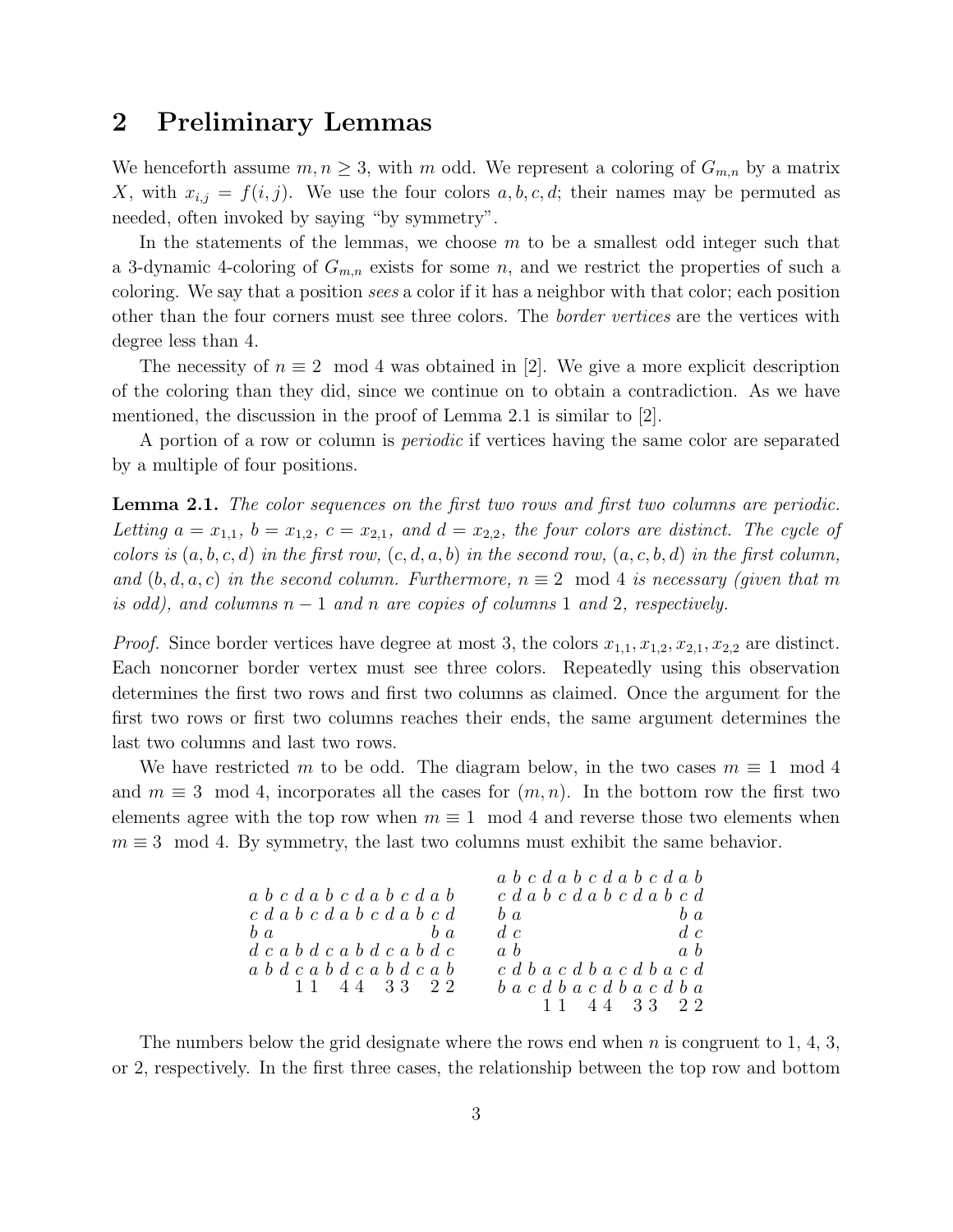## 2 Preliminary Lemmas

We henceforth assume $m, n \geq 3$, with $m$ odd. We represent a coloring of $G_{m,n}$ by a matrix $X$, with $x_{i,j} = f(i,j)$. We use the four colors $a, b, c, d$; their names may be permuted as needed, often invoked by saying "by symmetry".

In the statements of the lemmas, we choose $m$ to be a smallest odd integer such that a 3-dynamic 4-coloring of $G_{m,n}$ exists for some $n$, and we restrict the properties of such a coloring. We say that a position *sees* a color if it has a neighbor with that color; each position other than the four corners must see three colors. The *border vertices* are the vertices with degree less than 4.

The necessity of $n \equiv 2 \mod 4$ was obtained in [2]. We give a more explicit description of the coloring than they did, since we continue on to obtain a contradiction. As we have mentioned, the discussion in the proof of Lemma 2.1 is similar to [2].

A portion of a row or column is *periodic* if vertices having the same color are separated by a multiple of four positions.

**Lemma 2.1.** *The color sequences on the first two rows and first two columns are periodic. Letting $a = x_{1,1}$, $b = x_{1,2}$, $c = x_{2,1}$, and $d = x_{2,2}$, the four colors are distinct. The cycle of colors is $(a, b, c, d)$ in the first row, $(c, d, a, b)$ in the second row, $(a, c, b, d)$ in the first column, and $(b, d, a, c)$ in the second column. Furthermore, $n \equiv 2 \mod 4$ is necessary (given that $m$ is odd), and columns $n-1$ and $n$ are copies of columns 1 and 2, respectively.*

*Proof.* Since border vertices have degree at most 3, the colors $x_{1,1}, x_{1,2}, x_{2,1}, x_{2,2}$ are distinct. Each noncorner border vertex must see three colors. Repeatedly using this observation determines the first two rows and first two columns as claimed. Once the argument for the first two rows or first two columns reaches their ends, the same argument determines the last two columns and last two rows.

We have restricted $m$ to be odd. The diagram below, in the two cases $m \equiv 1 \mod 4$ and $m \equiv 3 \mod 4$, incorporates all the cases for $(m, n)$. In the bottom row the first two elements agree with the top row when $m \equiv 1 \mod 4$ and reverse those two elements when $m \equiv 3 \mod 4$. By symmetry, the last two columns must exhibit the same behavior.

```
                                  a b c d a b c d a b c d a b
a b c d a b c d a b c d a b       c d a b c d a b c d a b c d
c d a b c d a b c d a b c d       b a                     b a
b a                     b a       d c                     d c
d c a b d c a b d c a b d c       a b                     a b
a b d c a b d c a b d c a b       c d b a c d b a c d b a c d
        1 1   4 4   3 3   2 2     b a c d b a c d b a c d b a
                                          1 1   4 4   3 3   2 2
```

The numbers below the grid designate where the rows end when $n$ is congruent to 1, 4, 3, or 2, respectively. In the first three cases, the relationship between the top row and bottom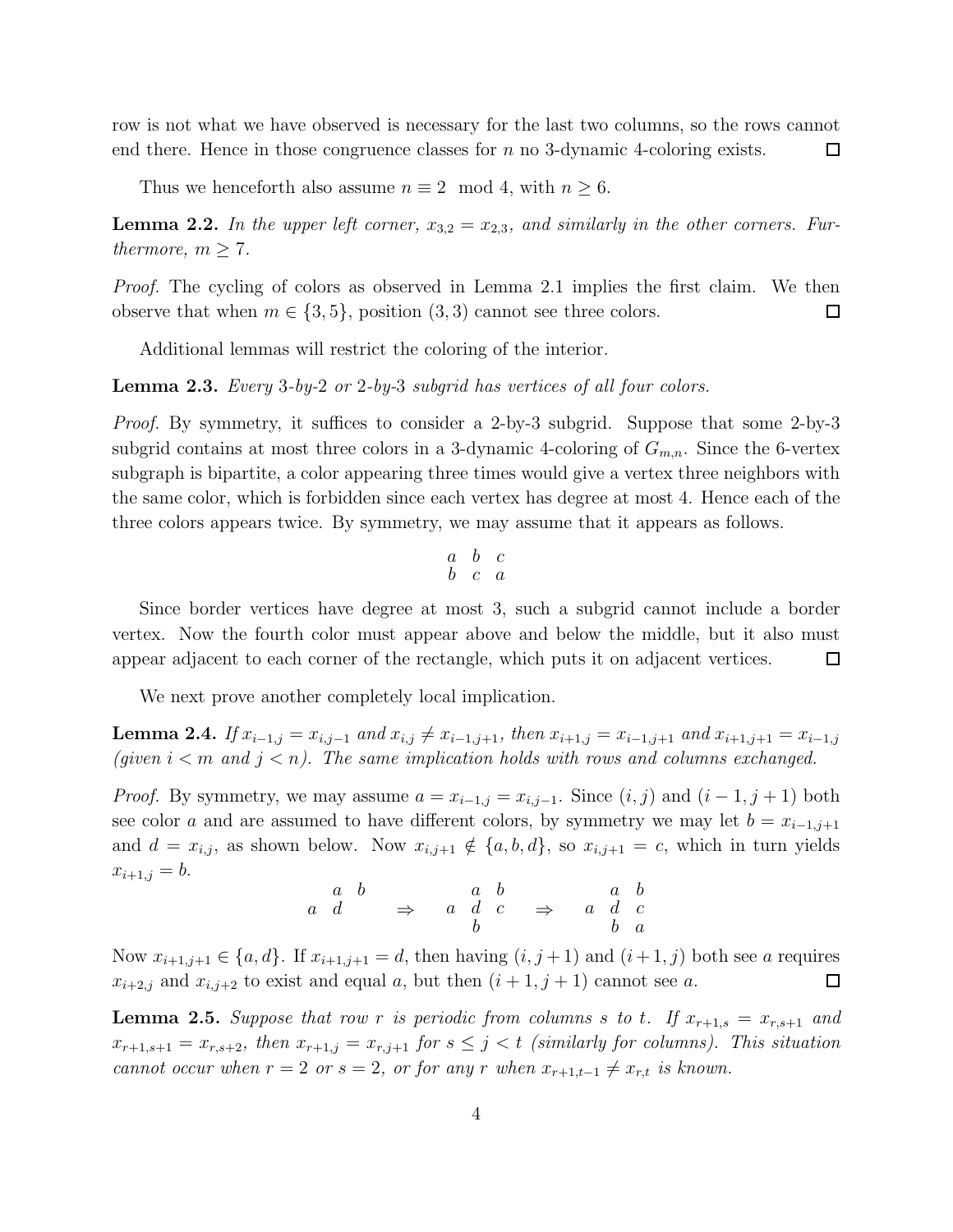row is not what we have observed is necessary for the last two columns, so the rows cannot end there. Hence in those congruence classes for $n$ no 3-dynamic 4-coloring exists. ☐

Thus we henceforth also assume $n \equiv 2 \mod 4$, with $n \geq 6$.

**Lemma 2.2.** *In the upper left corner, $x_{3,2} = x_{2,3}$, and similarly in the other corners. Furthermore, $m \geq 7$.*

*Proof.* The cycling of colors as observed in Lemma 2.1 implies the first claim. We then observe that when $m \in \{3, 5\}$, position $(3,3)$ cannot see three colors. ☐

Additional lemmas will restrict the coloring of the interior.

**Lemma 2.3.** *Every 3-by-2 or 2-by-3 subgrid has vertices of all four colors.*

*Proof.* By symmetry, it suffices to consider a 2-by-3 subgrid. Suppose that some 2-by-3 subgrid contains at most three colors in a 3-dynamic 4-coloring of $G_{m,n}$. Since the 6-vertex subgraph is bipartite, a color appearing three times would give a vertex three neighbors with the same color, which is forbidden since each vertex has degree at most 4. Hence each of the three colors appears twice. By symmetry, we may assume that it appears as follows.

$$\begin{matrix} a & b & c \\ b & c & a \end{matrix}$$

Since border vertices have degree at most 3, such a subgrid cannot include a border vertex. Now the fourth color must appear above and below the middle, but it also must appear adjacent to each corner of the rectangle, which puts it on adjacent vertices. ☐

We next prove another completely local implication.

**Lemma 2.4.** *If $x_{i-1,j} = x_{i,j-1}$ and $x_{i,j} \neq x_{i-1,j+1}$, then $x_{i+1,j} = x_{i-1,j+1}$ and $x_{i+1,j+1} = x_{i-1,j}$ (given $i < m$ and $j < n$). The same implication holds with rows and columns exchanged.*

*Proof.* By symmetry, we may assume $a = x_{i-1,j} = x_{i,j-1}$. Since $(i,j)$ and $(i-1,j+1)$ both see color $a$ and are assumed to have different colors, by symmetry we may let $b = x_{i-1,j+1}$ and $d = x_{i,j}$, as shown below. Now $x_{i,j+1} \notin \{a, b, d\}$, so $x_{i,j+1} = c$, which in turn yields $x_{i+1,j} = b$.

$$\begin{matrix} & a & b \\ a & d & \\ & & \end{matrix} \quad \Rightarrow \quad \begin{matrix} & a & b \\ a & d & c \\ & b & \end{matrix} \quad \Rightarrow \quad \begin{matrix} & a & b \\ a & d & c \\ & b & a \end{matrix}$$

Now $x_{i+1,j+1} \in \{a, d\}$. If $x_{i+1,j+1} = d$, then having $(i, j+1)$ and $(i+1, j)$ both see $a$ requires $x_{i+2,j}$ and $x_{i,j+2}$ to exist and equal $a$, but then $(i+1, j+1)$ cannot see $a$. ☐

**Lemma 2.5.** *Suppose that row $r$ is periodic from columns $s$ to $t$. If $x_{r+1,s} = x_{r,s+1}$ and $x_{r+1,s+1} = x_{r,s+2}$, then $x_{r+1,j} = x_{r,j+1}$ for $s \leq j < t$ (similarly for columns). This situation cannot occur when $r = 2$ or $s = 2$, or for any $r$ when $x_{r+1,t-1} \neq x_{r,t}$ is known.*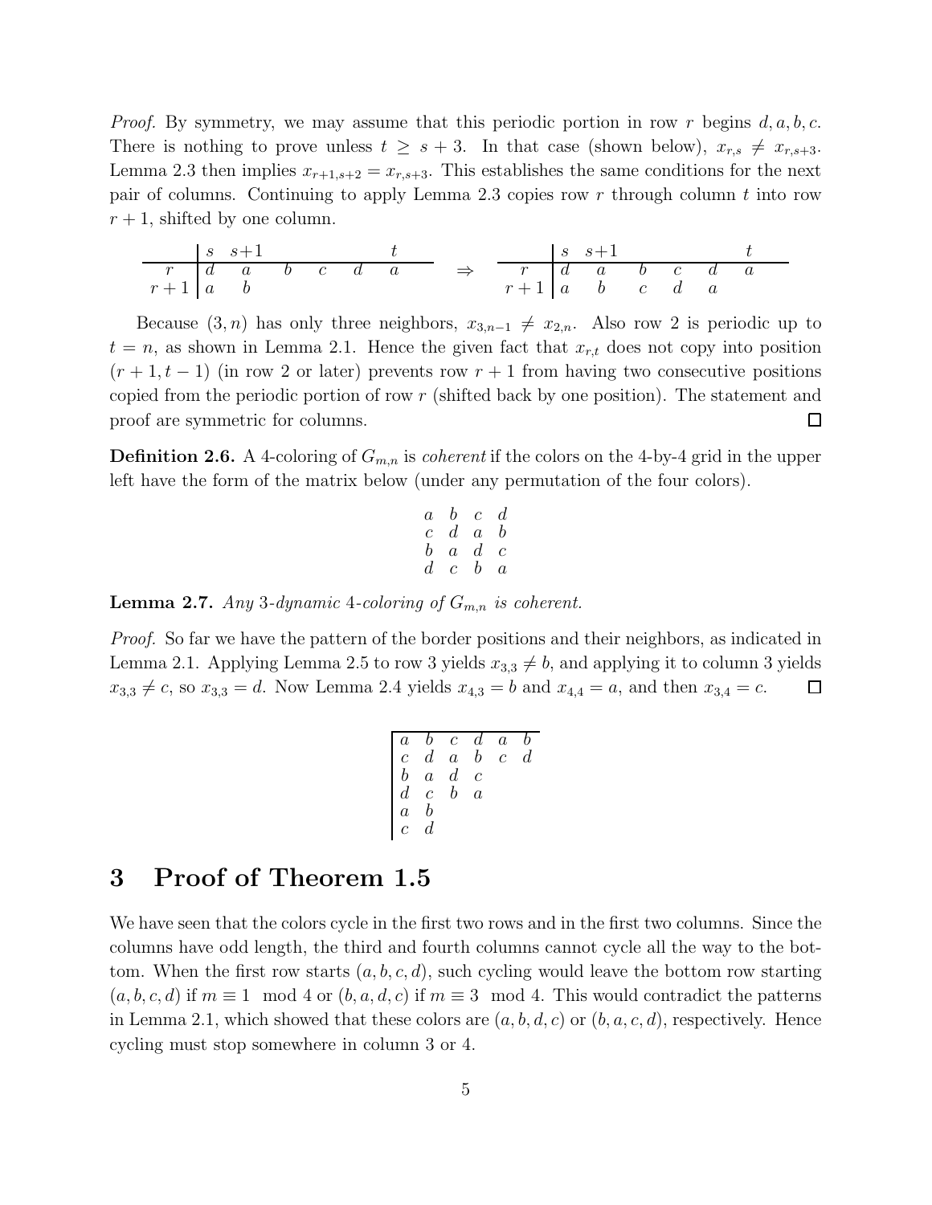*Proof.* By symmetry, we may assume that this periodic portion in row $r$ begins $d, a, b, c$. There is nothing to prove unless $t \geq s+3$. In that case (shown below), $x_{r,s} \neq x_{r,s+3}$. Lemma 2.3 then implies $x_{r+1,s+2} = x_{r,s+3}$. This establishes the same conditions for the next pair of columns. Continuing to apply Lemma 2.3 copies row $r$ through column $t$ into row $r+1$, shifted by one column.

$$
\begin{array}{c|cccccc}
 & s & s{+}1 & & & & t \\
\hline
r & d & a & b & c & d & a \\
r+1 & a & b & & & &
\end{array}
\quad \Rightarrow \quad
\begin{array}{c|cccccc}
 & s & s{+}1 & & & & t \\
\hline
r & d & a & b & c & d & a \\
r+1 & a & b & c & d & a &
\end{array}
$$

Because $(3,n)$ has only three neighbors, $x_{3,n-1} \neq x_{2,n}$. Also row 2 is periodic up to $t = n$, as shown in Lemma 2.1. Hence the given fact that $x_{r,t}$ does not copy into position $(r+1, t-1)$ (in row 2 or later) prevents row $r+1$ from having two consecutive positions copied from the periodic portion of row $r$ (shifted back by one position). The statement and proof are symmetric for columns. □

**Definition 2.6.** A 4-coloring of $G_{m,n}$ is *coherent* if the colors on the 4-by-4 grid in the upper left have the form of the matrix below (under any permutation of the four colors).

$$
\begin{array}{cccc}
a & b & c & d \\
c & d & a & b \\
b & a & d & c \\
d & c & b & a
\end{array}
$$

**Lemma 2.7.** *Any 3-dynamic 4-coloring of $G_{m,n}$ is coherent.*

*Proof.* So far we have the pattern of the border positions and their neighbors, as indicated in Lemma 2.1. Applying Lemma 2.5 to row 3 yields $x_{3,3} \neq b$, and applying it to column 3 yields $x_{3,3} \neq c$, so $x_{3,3} = d$. Now Lemma 2.4 yields $x_{4,3} = b$ and $x_{4,4} = a$, and then $x_{3,4} = c$. □

$$
\begin{array}{|cccccc}
\hline
a & b & c & d & a & b \\
c & d & a & b & c & d \\
b & a & d & c & & \\
d & c & b & a & & \\
a & b & & & & \\
c & d & & & &
\end{array}
$$

# 3 Proof of Theorem 1.5

We have seen that the colors cycle in the first two rows and in the first two columns. Since the columns have odd length, the third and fourth columns cannot cycle all the way to the bottom. When the first row starts $(a, b, c, d)$, such cycling would leave the bottom row starting $(a, b, c, d)$ if $m \equiv 1 \mod 4$ or $(b, a, d, c)$ if $m \equiv 3 \mod 4$. This would contradict the patterns in Lemma 2.1, which showed that these colors are $(a, b, d, c)$ or $(b, a, c, d)$, respectively. Hence cycling must stop somewhere in column 3 or 4.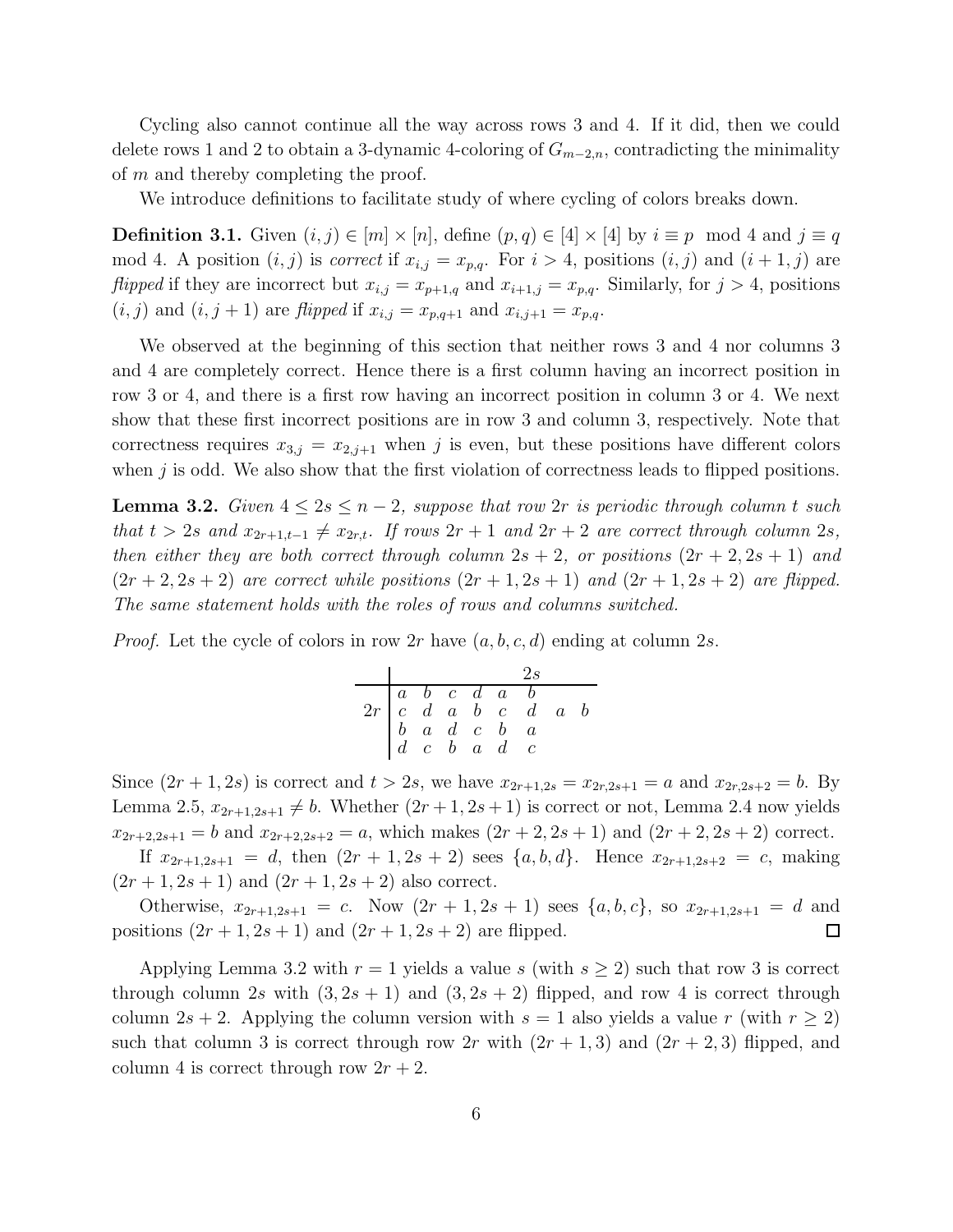Cycling also cannot continue all the way across rows 3 and 4. If it did, then we could delete rows 1 and 2 to obtain a 3-dynamic 4-coloring of $G_{m-2,n}$, contradicting the minimality of $m$ and thereby completing the proof.

We introduce definitions to facilitate study of where cycling of colors breaks down.

**Definition 3.1.** Given $(i,j) \in [m] \times [n]$, define $(p,q) \in [4] \times [4]$ by $i \equiv p \mod 4$ and $j \equiv q \mod 4$. A position $(i,j)$ is *correct* if $x_{i,j} = x_{p,q}$. For $i > 4$, positions $(i,j)$ and $(i+1,j)$ are *flipped* if they are incorrect but $x_{i,j} = x_{p+1,q}$ and $x_{i+1,j} = x_{p,q}$. Similarly, for $j > 4$, positions $(i,j)$ and $(i,j+1)$ are *flipped* if $x_{i,j} = x_{p,q+1}$ and $x_{i,j+1} = x_{p,q}$.

We observed at the beginning of this section that neither rows 3 and 4 nor columns 3 and 4 are completely correct. Hence there is a first column having an incorrect position in row 3 or 4, and there is a first row having an incorrect position in column 3 or 4. We next show that these first incorrect positions are in row 3 and column 3, respectively. Note that correctness requires $x_{3,j} = x_{2,j+1}$ when $j$ is even, but these positions have different colors when $j$ is odd. We also show that the first violation of correctness leads to flipped positions.

**Lemma 3.2.** *Given $4 \le 2s \le n-2$, suppose that row $2r$ is periodic through column $t$ such that $t > 2s$ and $x_{2r+1,t-1} \ne x_{2r,t}$. If rows $2r+1$ and $2r+2$ are correct through column $2s$, then either they are both correct through column $2s+2$, or positions $(2r+2, 2s+1)$ and $(2r+2, 2s+2)$ are correct while positions $(2r+1, 2s+1)$ and $(2r+1, 2s+2)$ are flipped. The same statement holds with the roles of rows and columns switched.*

*Proof.* Let the cycle of colors in row $2r$ have $(a,b,c,d)$ ending at column $2s$.

$$
\begin{array}{c|cccccccc}
 & & & & & & 2s & & \\
\hline
 & a & b & c & d & a & b & & \\
2r & c & d & a & b & c & d & a & b \\
 & b & a & d & c & b & a & & \\
 & d & c & b & a & d & c & &
\end{array}
$$

Since $(2r+1, 2s)$ is correct and $t > 2s$, we have $x_{2r+1,2s} = x_{2r,2s+1} = a$ and $x_{2r,2s+2} = b$. By Lemma 2.5, $x_{2r+1,2s+1} \ne b$. Whether $(2r+1, 2s+1)$ is correct or not, Lemma 2.4 now yields $x_{2r+2,2s+1} = b$ and $x_{2r+2,2s+2} = a$, which makes $(2r+2, 2s+1)$ and $(2r+2, 2s+2)$ correct.

If $x_{2r+1,2s+1} = d$, then $(2r+1, 2s+2)$ sees $\{a,b,d\}$. Hence $x_{2r+1,2s+2} = c$, making $(2r+1, 2s+1)$ and $(2r+1, 2s+2)$ also correct.

Otherwise, $x_{2r+1,2s+1} = c$. Now $(2r+1, 2s+1)$ sees $\{a,b,c\}$, so $x_{2r+1,2s+1} = d$ and positions $(2r+1, 2s+1)$ and $(2r+1, 2s+2)$ are flipped. $\square$

Applying Lemma 3.2 with $r = 1$ yields a value $s$ (with $s \ge 2$) such that row 3 is correct through column $2s$ with $(3, 2s+1)$ and $(3, 2s+2)$ flipped, and row 4 is correct through column $2s+2$. Applying the column version with $s = 1$ also yields a value $r$ (with $r \ge 2$) such that column 3 is correct through row $2r$ with $(2r+1, 3)$ and $(2r+2, 3)$ flipped, and column 4 is correct through row $2r+2$.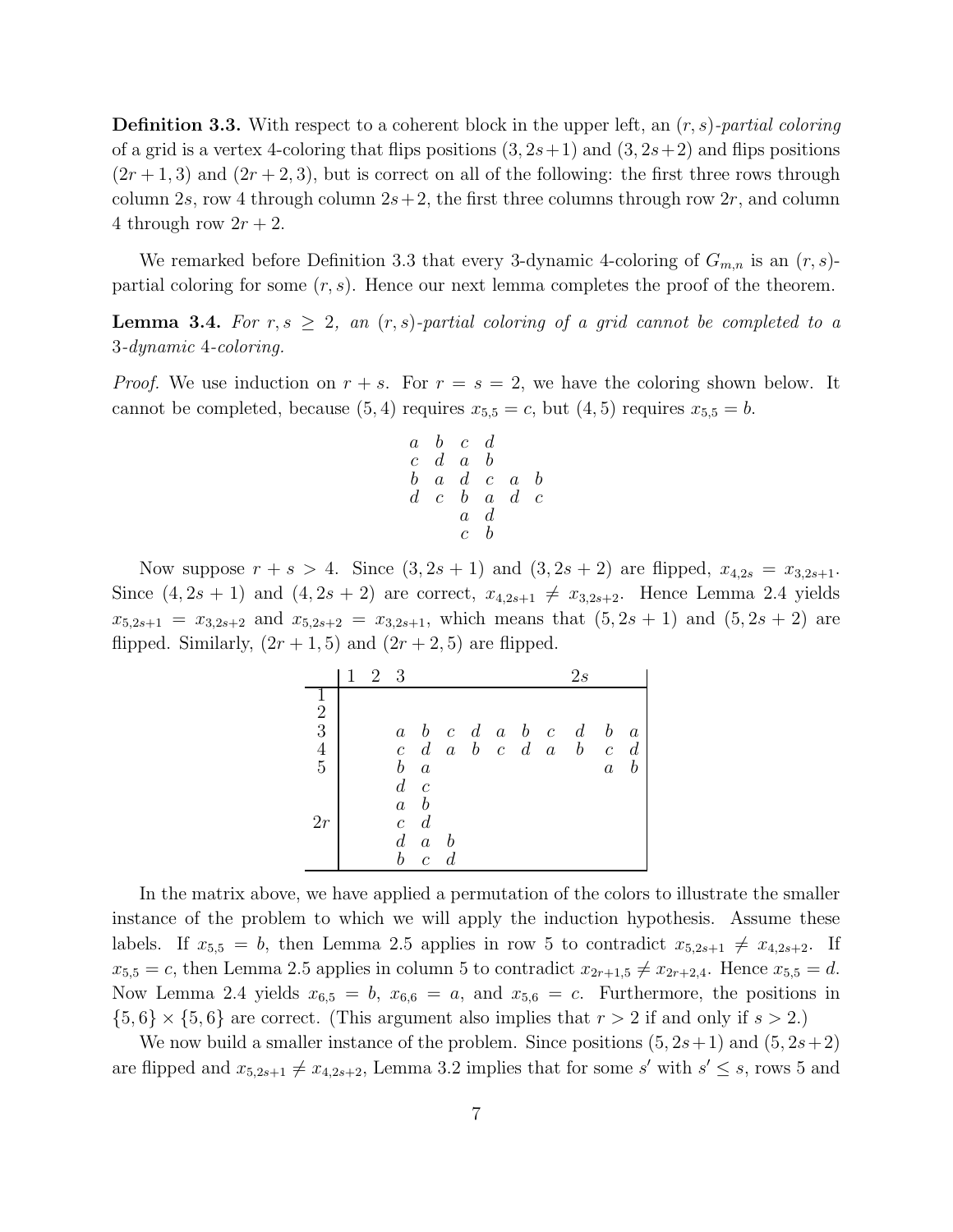**Definition 3.3.** With respect to a coherent block in the upper left, an $(r,s)$-*partial coloring* of a grid is a vertex 4-coloring that flips positions $(3,2s+1)$ and $(3,2s+2)$ and flips positions $(2r+1,3)$ and $(2r+2,3)$, but is correct on all of the following: the first three rows through column $2s$, row 4 through column $2s+2$, the first three columns through row $2r$, and column 4 through row $2r+2$.

We remarked before Definition 3.3 that every 3-dynamic 4-coloring of $G_{m,n}$ is an $(r,s)$-partial coloring for some $(r,s)$. Hence our next lemma completes the proof of the theorem.

**Lemma 3.4.** *For $r,s \geq 2$, an $(r,s)$-partial coloring of a grid cannot be completed to a 3-dynamic 4-coloring.*

*Proof.* We use induction on $r+s$. For $r=s=2$, we have the coloring shown below. It cannot be completed, because $(5,4)$ requires $x_{5,5}=c$, but $(4,5)$ requires $x_{5,5}=b$.

$$\begin{array}{cccccc}
a & b & c & d & & \\
c & d & a & b & & \\
b & a & d & c & a & b \\
d & c & b & a & d & c \\
 & & a & d & & \\
 & & c & b & &
\end{array}$$

Now suppose $r+s>4$. Since $(3,2s+1)$ and $(3,2s+2)$ are flipped, $x_{4,2s}=x_{3,2s+1}$. Since $(4,2s+1)$ and $(4,2s+2)$ are correct, $x_{4,2s+1} \neq x_{3,2s+2}$. Hence Lemma 2.4 yields $x_{5,2s+1}=x_{3,2s+2}$ and $x_{5,2s+2}=x_{3,2s+1}$, which means that $(5,2s+1)$ and $(5,2s+2)$ are flipped. Similarly, $(2r+1,5)$ and $(2r+2,5)$ are flipped.

$$\begin{array}{c|cccccccccccc|}
 & 1 & 2 & 3 & & & & & & & 2s & & \\
\hline
1 & & & & & & & & & & & & \\
2 & & & & & & & & & & & & \\
3 & & & a & b & c & d & a & b & c & d & b & a \\
4 & & & c & d & a & b & c & d & a & b & c & d \\
5 & & & b & a & & & & & & & a & b \\
 & & & d & c & & & & & & & & \\
 & & & a & b & & & & & & & & \\
2r & & & c & d & & & & & & & & \\
 & & & d & a & b & & & & & & & \\
 & & & b & c & d & & & & & & & \\
\hline
\end{array}$$

In the matrix above, we have applied a permutation of the colors to illustrate the smaller instance of the problem to which we will apply the induction hypothesis. Assume these labels. If $x_{5,5}=b$, then Lemma 2.5 applies in row 5 to contradict $x_{5,2s+1} \neq x_{4,2s+2}$. If $x_{5,5}=c$, then Lemma 2.5 applies in column 5 to contradict $x_{2r+1,5} \neq x_{2r+2,4}$. Hence $x_{5,5}=d$. Now Lemma 2.4 yields $x_{6,5}=b$, $x_{6,6}=a$, and $x_{5,6}=c$. Furthermore, the positions in $\{5,6\} \times \{5,6\}$ are correct. (This argument also implies that $r>2$ if and only if $s>2$.)

We now build a smaller instance of the problem. Since positions $(5,2s+1)$ and $(5,2s+2)$ are flipped and $x_{5,2s+1} \neq x_{4,2s+2}$, Lemma 3.2 implies that for some $s'$ with $s' \leq s$, rows 5 and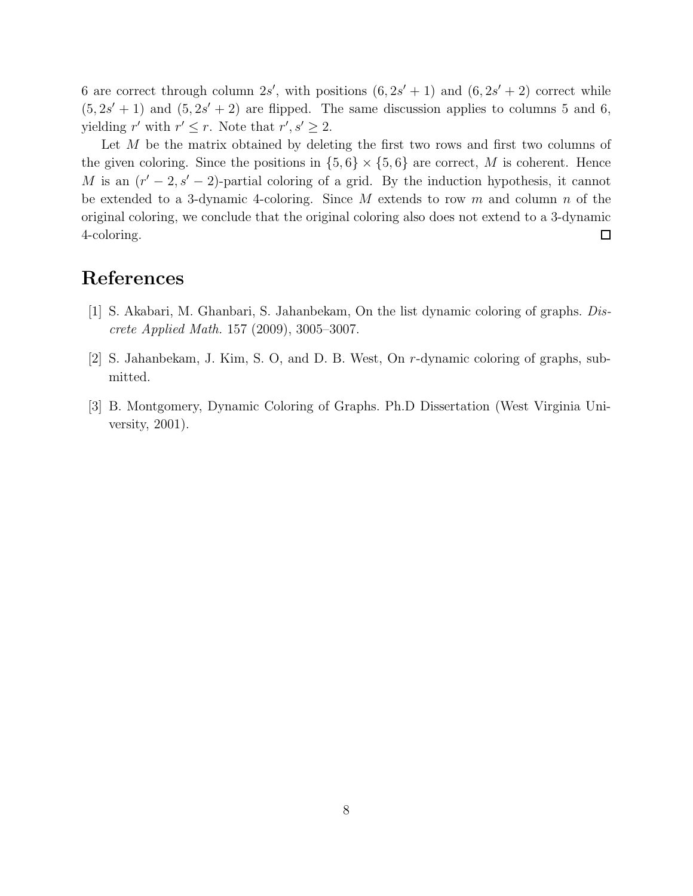6 are correct through column $2s'$, with positions $(6, 2s'+1)$ and $(6, 2s'+2)$ correct while $(5, 2s'+1)$ and $(5, 2s'+2)$ are flipped. The same discussion applies to columns 5 and 6, yielding $r'$ with $r' \leq r$. Note that $r', s' \geq 2$.

Let $M$ be the matrix obtained by deleting the first two rows and first two columns of the given coloring. Since the positions in $\{5, 6\} \times \{5, 6\}$ are correct, $M$ is coherent. Hence $M$ is an $(r'-2, s'-2)$-partial coloring of a grid. By the induction hypothesis, it cannot be extended to a 3-dynamic 4-coloring. Since $M$ extends to row $m$ and column $n$ of the original coloring, we conclude that the original coloring also does not extend to a 3-dynamic 4-coloring. □

## References

[1] S. Akabari, M. Ghanbari, S. Jahanbekam, On the list dynamic coloring of graphs. *Discrete Applied Math.* 157 (2009), 3005–3007.

[2] S. Jahanbekam, J. Kim, S. O, and D. B. West, On $r$-dynamic coloring of graphs, submitted.

[3] B. Montgomery, Dynamic Coloring of Graphs. Ph.D Dissertation (West Virginia University, 2001).